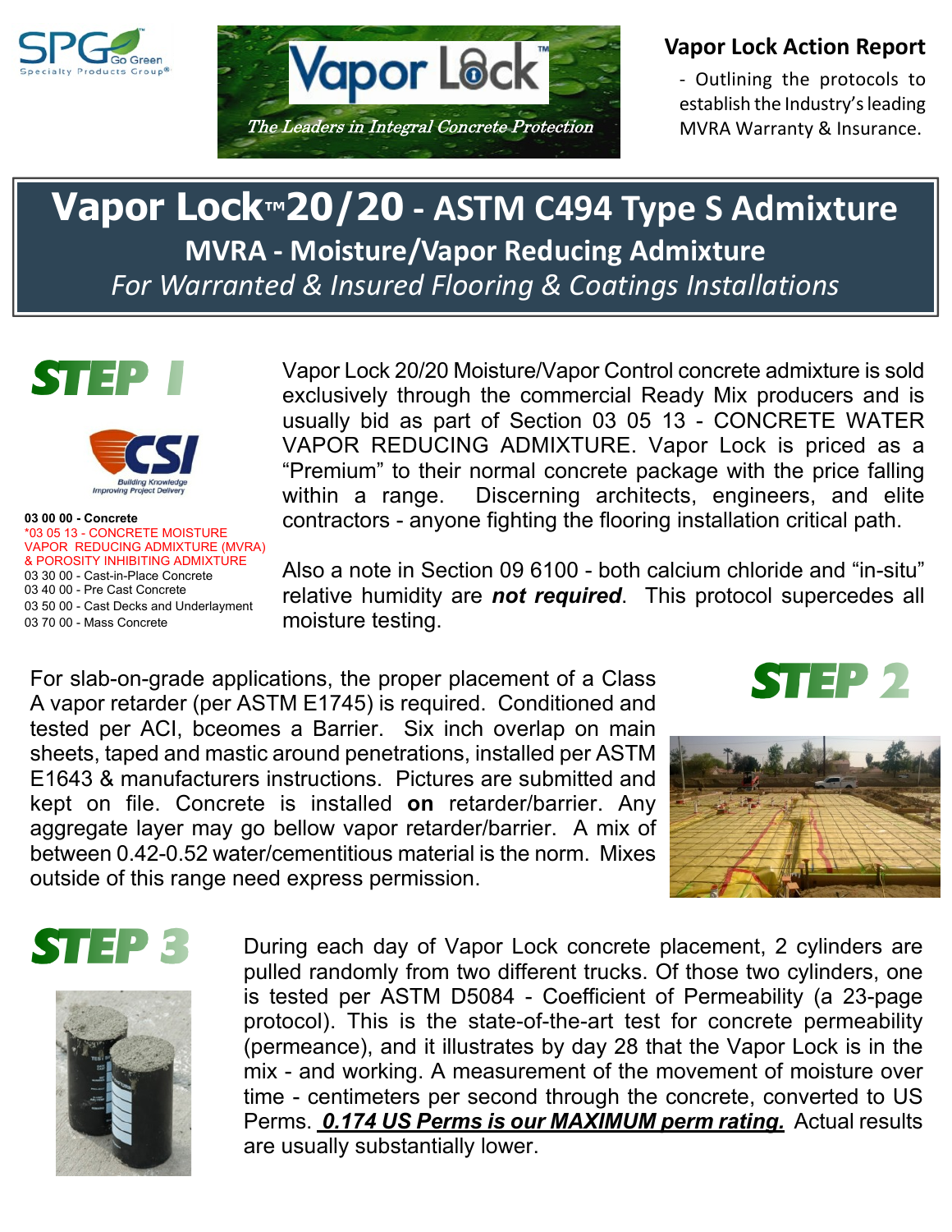Specialty Products Group® — Go Green

Vapor Lock™ — *The Leaders in Integral Concrete Protection*

**Vapor Lock Action Report**

- Outlining the protocols to establish the Industry's leading MVRA Warranty & Insurance.

# Vapor Lock™ 20/20 - ASTM C494 Type S Admixture

## MVRA - Moisture/Vapor Reducing Admixture

*For Warranted & Insured Flooring & Coatings Installations*

## STEP 1

CSI — Building Knowledge Improving Project Delivery

**03 00 00 - Concrete**
*03 05 13 - CONCRETE MOISTURE VAPOR REDUCING ADMIXTURE (MVRA) & POROSITY INHIBITING ADMIXTURE
03 30 00 - Cast-in-Place Concrete
03 40 00 - Pre Cast Concrete
03 50 00 - Cast Decks and Underlayment
03 70 00 - Mass Concrete

Vapor Lock 20/20 Moisture/Vapor Control concrete admixture is sold exclusively through the commercial Ready Mix producers and is usually bid as part of Section 03 05 13 - CONCRETE WATER VAPOR REDUCING ADMIXTURE. Vapor Lock is priced as a "Premium" to their normal concrete package with the price falling within a range. Discerning architects, engineers, and elite contractors - anyone fighting the flooring installation critical path.

Also a note in Section 09 6100 - both calcium chloride and "in-situ" relative humidity are ***not required***. This protocol supercedes all moisture testing.

## STEP 2

For slab-on-grade applications, the proper placement of a Class A vapor retarder (per ASTM E1745) is required. Conditioned and tested per ACI, bceomes a Barrier. Six inch overlap on main sheets, taped and mastic around penetrations, installed per ASTM E1643 & manufacturers instructions. Pictures are submitted and kept on file. Concrete is installed **on** retarder/barrier. Any aggregate layer may go bellow vapor retarder/barrier. A mix of between 0.42-0.52 water/cementitious material is the norm. Mixes outside of this range need express permission.

## STEP 3

During each day of Vapor Lock concrete placement, 2 cylinders are pulled randomly from two different trucks. Of those two cylinders, one is tested per ASTM D5084 - Coefficient of Permeability (a 23-page protocol). This is the state-of-the-art test for concrete permeability (permeance), and it illustrates by day 28 that the Vapor Lock is in the mix - and working. A measurement of the movement of moisture over time - centimeters per second through the concrete, converted to US Perms. ***0.174 US Perms is our MAXIMUM perm rating.*** Actual results are usually substantially lower.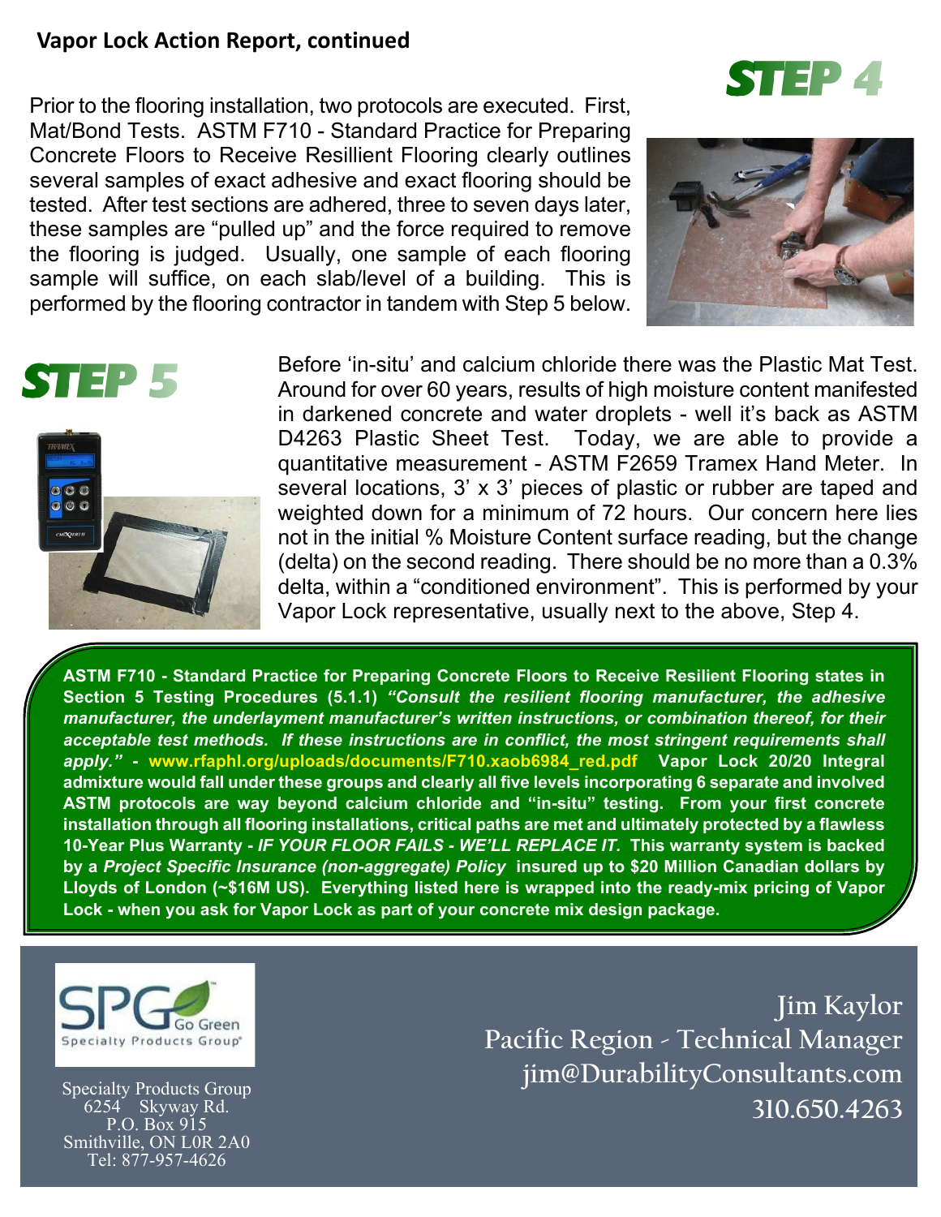**Vapor Lock Action Report, continued**

## STEP 4

Prior to the flooring installation, two protocols are executed. First, Mat/Bond Tests. ASTM F710 - Standard Practice for Preparing Concrete Floors to Receive Resillient Flooring clearly outlines several samples of exact adhesive and exact flooring should be tested. After test sections are adhered, three to seven days later, these samples are "pulled up" and the force required to remove the flooring is judged. Usually, one sample of each flooring sample will suffice, on each slab/level of a building. This is performed by the flooring contractor in tandem with Step 5 below.

## STEP 5

Before 'in-situ' and calcium chloride there was the Plastic Mat Test. Around for over 60 years, results of high moisture content manifested in darkened concrete and water droplets - well it's back as ASTM D4263 Plastic Sheet Test. Today, we are able to provide a quantitative measurement - ASTM F2659 Tramex Hand Meter. In several locations, 3' x 3' pieces of plastic or rubber are taped and weighted down for a minimum of 72 hours. Our concern here lies not in the initial % Moisture Content surface reading, but the change (delta) on the second reading. There should be no more than a 0.3% delta, within a "conditioned environment". This is performed by your Vapor Lock representative, usually next to the above, Step 4.

**ASTM F710 - Standard Practice for Preparing Concrete Floors to Receive Resilient Flooring states in Section 5 Testing Procedures (5.1.1)** ***"Consult the resilient flooring manufacturer, the adhesive manufacturer, the underlayment manufacturer's written instructions, or combination thereof, for their acceptable test methods. If these instructions are in conflict, the most stringent requirements shall apply."*** **- www.rfaphl.org/uploads/documents/F710.xaob6984_red.pdf Vapor Lock 20/20 Integral admixture would fall under these groups and clearly all five levels incorporating 6 separate and involved ASTM protocols are way beyond calcium chloride and "in-situ" testing. From your first concrete installation through all flooring installations, critical paths are met and ultimately protected by a flawless 10-Year Plus Warranty -** ***IF YOUR FLOOR FAILS - WE'LL REPLACE IT.*** **This warranty system is backed by a** ***Project Specific Insurance (non-aggregate) Policy*** **insured up to $20 Million Canadian dollars by Lloyds of London (~$16M US). Everything listed here is wrapped into the ready-mix pricing of Vapor Lock - when you ask for Vapor Lock as part of your concrete mix design package.**

SPG Go Green
Specialty Products Group

Specialty Products Group
6254 Skyway Rd.
P.O. Box 915
Smithville, ON L0R 2A0
Tel: 877-957-4626

Jim Kaylor
Pacific Region - Technical Manager
jim@DurabilityConsultants.com
310.650.4263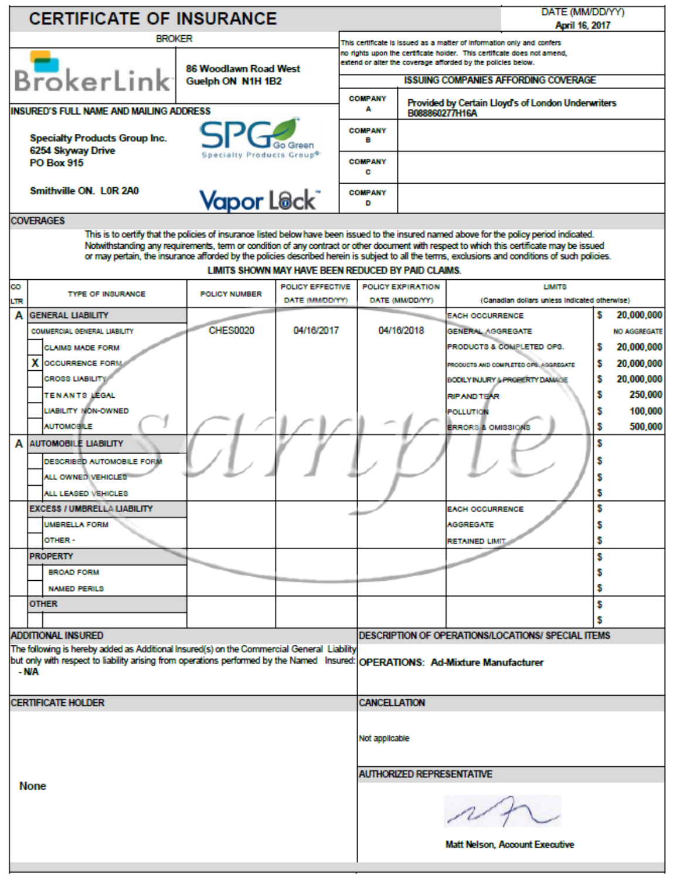# CERTIFICATE OF INSURANCE

DATE (MM/DD/YY)
April 16, 2017

**BROKER**

BrokerLink

86 Woodlawn Road West
Guelph ON N1H 1B2

This certificate is issued as a matter of information only and confers no rights upon the certificate holder. This certificate does not amend, extend or alter the coverage afforded by the policies below.

**ISSUING COMPANIES AFFORDING COVERAGE**

| | |
|---|---|
| COMPANY A | Provided by Certain Lloyd's of London Underwriters B088860277H16A |
| COMPANY B | |
| COMPANY C | |
| COMPANY D | |

**INSURED'S FULL NAME AND MAILING ADDRESS**

Specialty Products Group Inc.
6254 Skyway Drive
PO Box 915

Smithville ON. L0R 2A0

SPG Go Green Specialty Products Group®

Vapor Lock™

## COVERAGES

This is to certify that the policies of insurance listed below have been issued to the insured named above for the policy period indicated. Notwithstanding any requirements, term or condition of any contract or other document with respect to which this certificate may be issued or may pertain, the insurance afforded by the policies described herein is subject to all the terms, exclusions and conditions of such policies.

**LIMITS SHOWN MAY HAVE BEEN REDUCED BY PAID CLAIMS.**

| CO LTR | TYPE OF INSURANCE | POLICY NUMBER | POLICY EFFECTIVE DATE (MM/DD/YY) | POLICY EXPIRATION DATE (MM/DD/YY) | LIMITS (Canadian dollars unless indicated otherwise) | |
|---|---|---|---|---|---|---|
| A | **GENERAL LIABILITY** | | | | EACH OCCURRENCE | $ 20,000,000 |
| | COMMERCIAL GENERAL LIABILITY | CHES0020 | 04/16/2017 | 04/16/2018 | GENERAL AGGREGATE | NO AGGREGATE |
| | ☐ CLAIMS MADE FORM | | | | PRODUCTS & COMPLETED OPS. | $ 20,000,000 |
| | X OCCURRENCE FORM | | | | PRODUCTS AND COMPLETED OPS. AGGREGATE | $ 20,000,000 |
| | ☐ CROSS LIABILITY | | | | BODILY INJURY & PROPERTY DAMAGE | $ 20,000,000 |
| | ☐ TENANTS LEGAL | | | | RIP AND TEAR | $ 250,000 |
| | ☐ LIABILITY NON-OWNED | | | | POLLUTION | $ 100,000 |
| | ☐ AUTOMOBILE | | | | ERRORS & OMISSIONS | $ 500,000 |
| A | **AUTOMOBILE LIABILITY** | | | | | $ |
| | ☐ DESCRIBED AUTOMOBILE FORM | | | | | $ |
| | ☐ ALL OWNED VEHICLES | | | | | $ |
| | ☐ ALL LEASED VEHICLES | | | | | $ |
| | **EXCESS / UMBRELLA LIABILITY** | | | | EACH OCCURRENCE | $ |
| | ☐ UMBRELLA FORM | | | | AGGREGATE | $ |
| | ☐ OTHER - | | | | RETAINED LIMIT | $ |
| | **PROPERTY** | | | | | $ |
| | ☐ BROAD FORM | | | | | $ |
| | ☐ NAMED PERILS | | | | | $ |
| | **OTHER** | | | | | $ |
| | | | | | | $ |

**ADDITIONAL INSURED**

The following is hereby added as Additional Insured(s) on the Commercial General Liability but only with respect to liability arising from operations performed by the Named Insured:
- N/A

**DESCRIPTION OF OPERATIONS/LOCATIONS/ SPECIAL ITEMS**

OPERATIONS: Ad-Mixture Manufacturer

**CERTIFICATE HOLDER**

None

**CANCELLATION**

Not applicable

**AUTHORIZED REPRESENTATIVE**

Matt Nelson, Account Executive